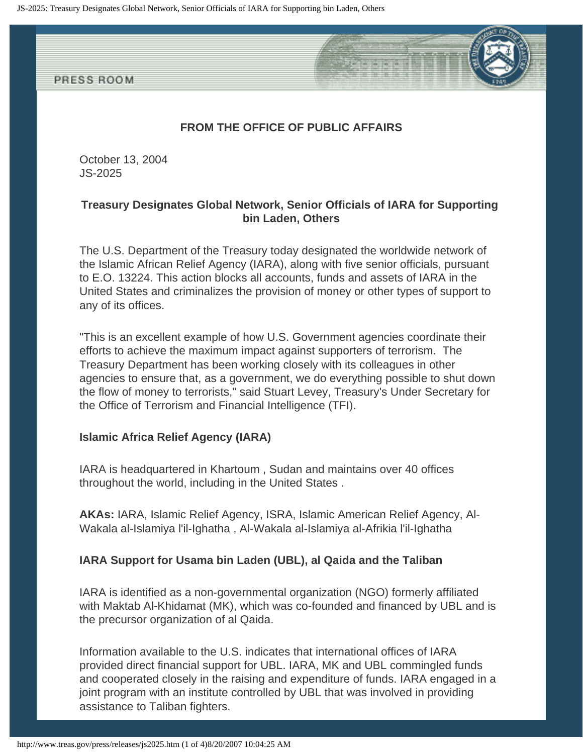**FROM THE OFFICE OF PUBLIC AFFAIRS**

October 13, 2004
JS-2025

## Treasury Designates Global Network, Senior Officials of IARA for Supporting bin Laden, Others

The U.S. Department of the Treasury today designated the worldwide network of the Islamic African Relief Agency (IARA), along with five senior officials, pursuant to E.O. 13224. This action blocks all accounts, funds and assets of IARA in the United States and criminalizes the provision of money or other types of support to any of its offices.

"This is an excellent example of how U.S. Government agencies coordinate their efforts to achieve the maximum impact against supporters of terrorism. The Treasury Department has been working closely with its colleagues in other agencies to ensure that, as a government, we do everything possible to shut down the flow of money to terrorists," said Stuart Levey, Treasury's Under Secretary for the Office of Terrorism and Financial Intelligence (TFI).

### Islamic Africa Relief Agency (IARA)

IARA is headquartered in Khartoum , Sudan and maintains over 40 offices throughout the world, including in the United States .

**AKAs:** IARA, Islamic Relief Agency, ISRA, Islamic American Relief Agency, Al-Wakala al-Islamiya l'il-Ighatha , Al-Wakala al-Islamiya al-Afrikia l'il-Ighatha

### IARA Support for Usama bin Laden (UBL), al Qaida and the Taliban

IARA is identified as a non-governmental organization (NGO) formerly affiliated with Maktab Al-Khidamat (MK), which was co-founded and financed by UBL and is the precursor organization of al Qaida.

Information available to the U.S. indicates that international offices of IARA provided direct financial support for UBL. IARA, MK and UBL commingled funds and cooperated closely in the raising and expenditure of funds. IARA engaged in a joint program with an institute controlled by UBL that was involved in providing assistance to Taliban fighters.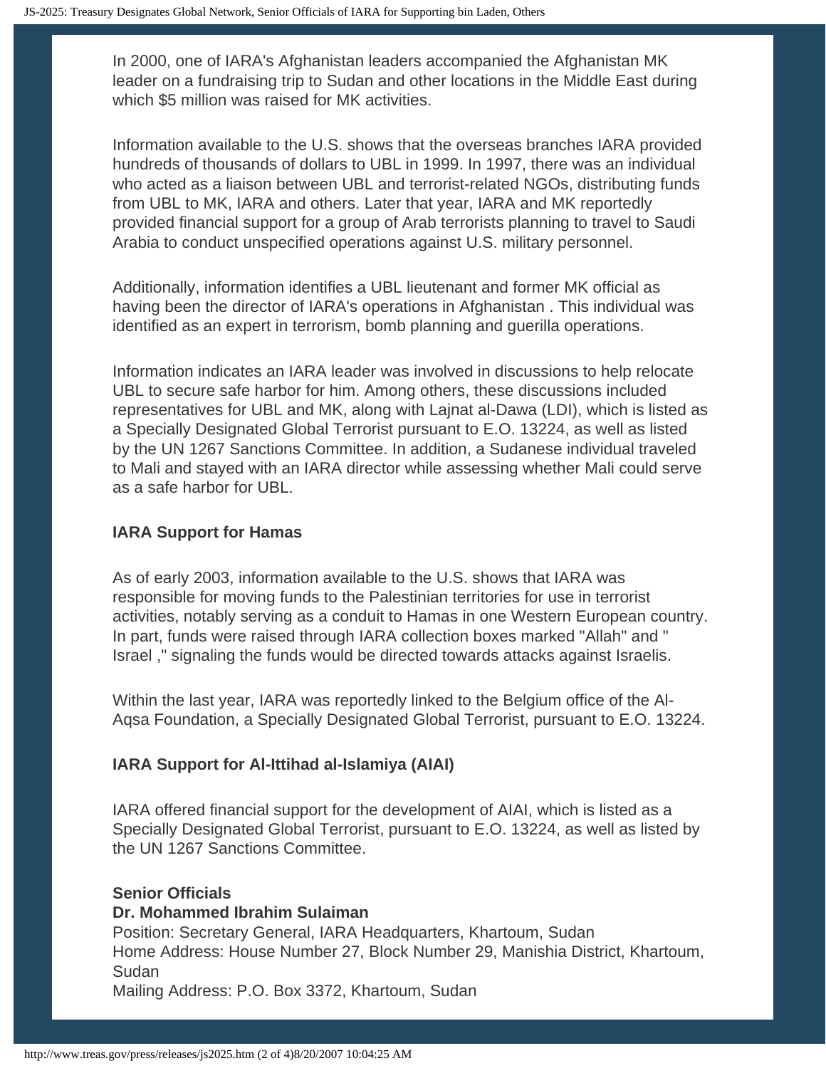In 2000, one of IARA's Afghanistan leaders accompanied the Afghanistan MK leader on a fundraising trip to Sudan and other locations in the Middle East during which $5 million was raised for MK activities.

Information available to the U.S. shows that the overseas branches IARA provided hundreds of thousands of dollars to UBL in 1999. In 1997, there was an individual who acted as a liaison between UBL and terrorist-related NGOs, distributing funds from UBL to MK, IARA and others. Later that year, IARA and MK reportedly provided financial support for a group of Arab terrorists planning to travel to Saudi Arabia to conduct unspecified operations against U.S. military personnel.

Additionally, information identifies a UBL lieutenant and former MK official as having been the director of IARA's operations in Afghanistan . This individual was identified as an expert in terrorism, bomb planning and guerilla operations.

Information indicates an IARA leader was involved in discussions to help relocate UBL to secure safe harbor for him. Among others, these discussions included representatives for UBL and MK, along with Lajnat al-Dawa (LDI), which is listed as a Specially Designated Global Terrorist pursuant to E.O. 13224, as well as listed by the UN 1267 Sanctions Committee. In addition, a Sudanese individual traveled to Mali and stayed with an IARA director while assessing whether Mali could serve as a safe harbor for UBL.

**IARA Support for Hamas**

As of early 2003, information available to the U.S. shows that IARA was responsible for moving funds to the Palestinian territories for use in terrorist activities, notably serving as a conduit to Hamas in one Western European country. In part, funds were raised through IARA collection boxes marked "Allah" and " Israel ," signaling the funds would be directed towards attacks against Israelis.

Within the last year, IARA was reportedly linked to the Belgium office of the Al-Aqsa Foundation, a Specially Designated Global Terrorist, pursuant to E.O. 13224.

**IARA Support for Al-Ittihad al-Islamiya (AIAI)**

IARA offered financial support for the development of AIAI, which is listed as a Specially Designated Global Terrorist, pursuant to E.O. 13224, as well as listed by the UN 1267 Sanctions Committee.

**Senior Officials**
**Dr. Mohammed Ibrahim Sulaiman**
Position: Secretary General, IARA Headquarters, Khartoum, Sudan
Home Address: House Number 27, Block Number 29, Manishia District, Khartoum, Sudan
Mailing Address: P.O. Box 3372, Khartoum, Sudan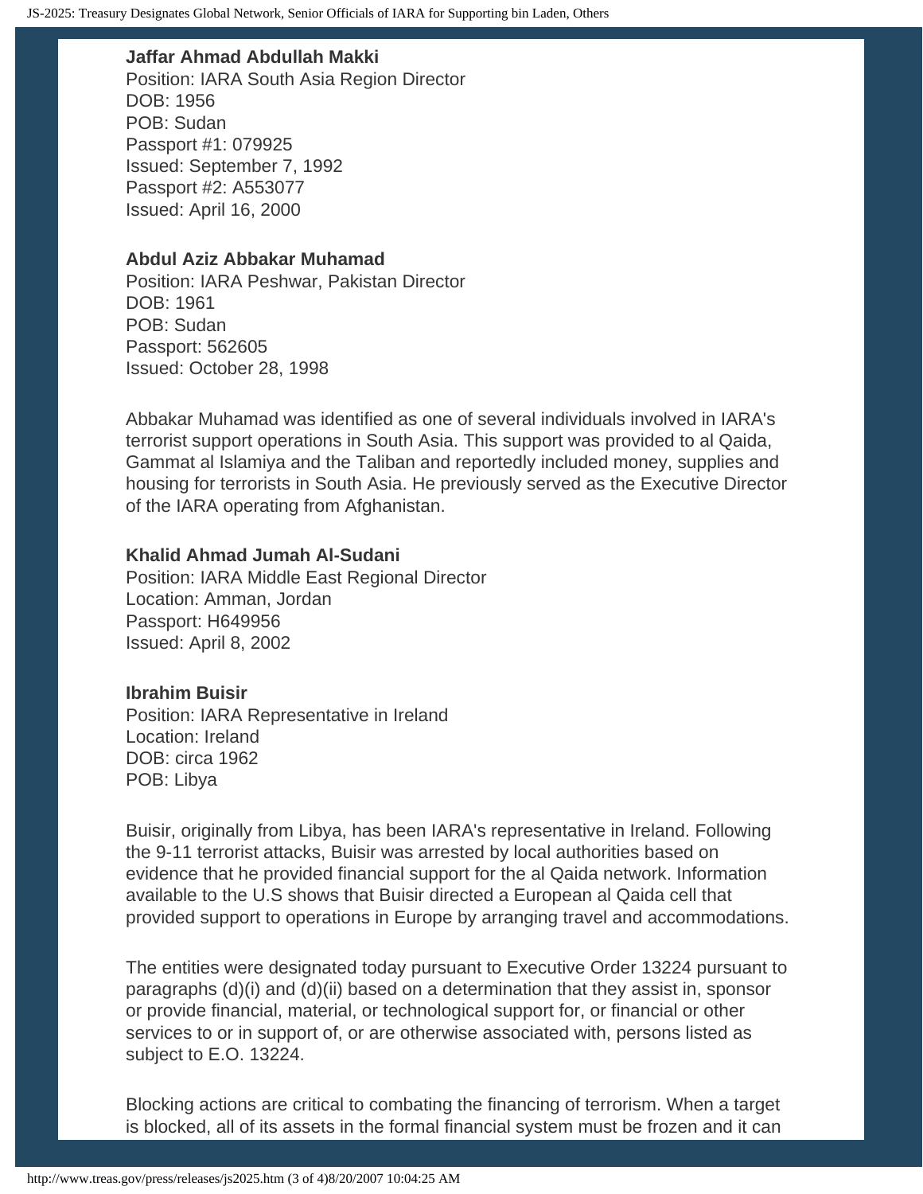**Jaffar Ahmad Abdullah Makki**
Position: IARA South Asia Region Director
DOB: 1956
POB: Sudan
Passport #1: 079925
Issued: September 7, 1992
Passport #2: A553077
Issued: April 16, 2000

**Abdul Aziz Abbakar Muhamad**
Position: IARA Peshwar, Pakistan Director
DOB: 1961
POB: Sudan
Passport: 562605
Issued: October 28, 1998

Abbakar Muhamad was identified as one of several individuals involved in IARA's terrorist support operations in South Asia. This support was provided to al Qaida, Gammat al Islamiya and the Taliban and reportedly included money, supplies and housing for terrorists in South Asia. He previously served as the Executive Director of the IARA operating from Afghanistan.

**Khalid Ahmad Jumah Al-Sudani**
Position: IARA Middle East Regional Director
Location: Amman, Jordan
Passport: H649956
Issued: April 8, 2002

**Ibrahim Buisir**
Position: IARA Representative in Ireland
Location: Ireland
DOB: circa 1962
POB: Libya

Buisir, originally from Libya, has been IARA's representative in Ireland. Following the 9-11 terrorist attacks, Buisir was arrested by local authorities based on evidence that he provided financial support for the al Qaida network. Information available to the U.S shows that Buisir directed a European al Qaida cell that provided support to operations in Europe by arranging travel and accommodations.

The entities were designated today pursuant to Executive Order 13224 pursuant to paragraphs (d)(i) and (d)(ii) based on a determination that they assist in, sponsor or provide financial, material, or technological support for, or financial or other services to or in support of, or are otherwise associated with, persons listed as subject to E.O. 13224.

Blocking actions are critical to combating the financing of terrorism. When a target is blocked, all of its assets in the formal financial system must be frozen and it can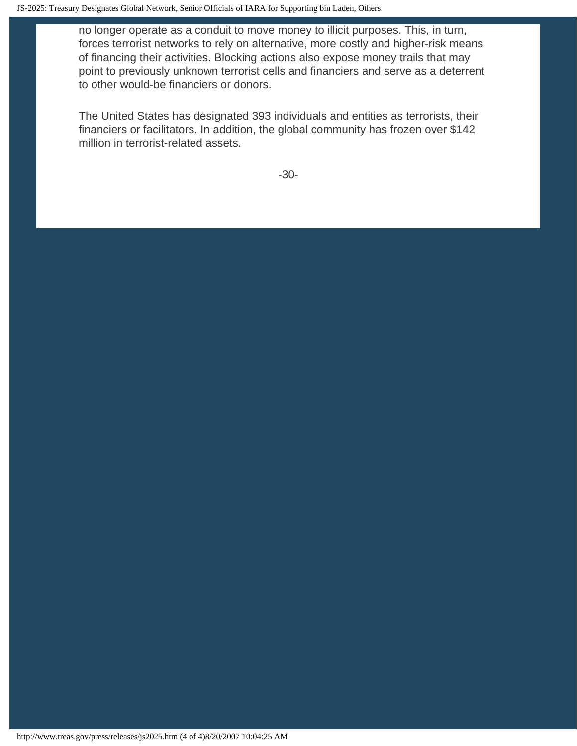no longer operate as a conduit to move money to illicit purposes. This, in turn, forces terrorist networks to rely on alternative, more costly and higher-risk means of financing their activities. Blocking actions also expose money trails that may point to previously unknown terrorist cells and financiers and serve as a deterrent to other would-be financiers or donors.

The United States has designated 393 individuals and entities as terrorists, their financiers or facilitators. In addition, the global community has frozen over $142 million in terrorist-related assets.

-30-